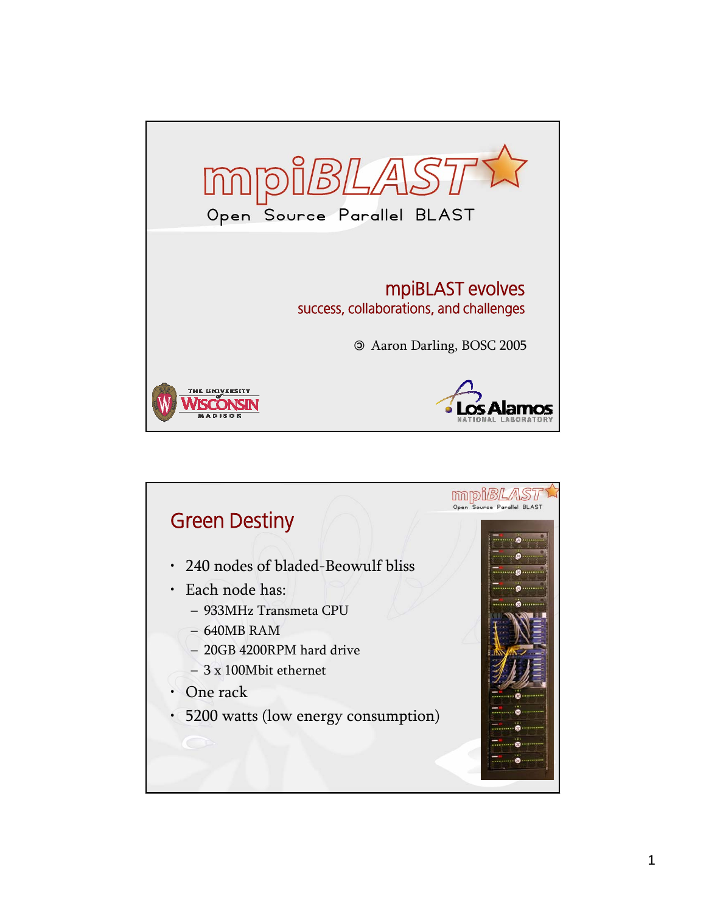# mpiBLAST

Open Source Parallel BLAST

## mpiBLAST evolves

success, collaborations, and challenges

© Aaron Darling, BOSC 2005

The University of Wisconsin Madison

Los Alamos National Laboratory

## Green Destiny

- 240 nodes of bladed-Beowulf bliss
- Each node has:
  - 933MHz Transmeta CPU
  - 640MB RAM
  - 20GB 4200RPM hard drive
  - 3 x 100Mbit ethernet
- One rack
- 5200 watts (low energy consumption)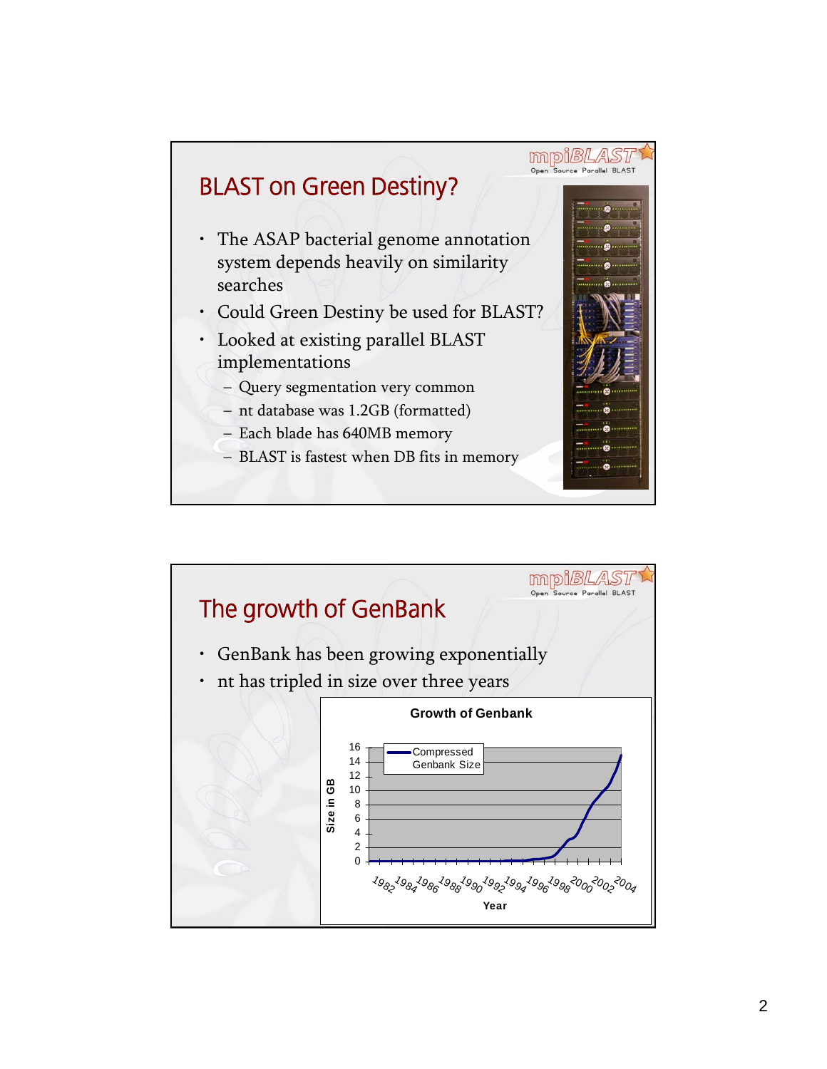## BLAST on Green Destiny?

- The ASAP bacterial genome annotation system depends heavily on similarity searches
- Could Green Destiny be used for BLAST?
- Looked at existing parallel BLAST implementations
  - Query segmentation very common
  - nt database was 1.2GB (formatted)
  - Each blade has 640MB memory
  - BLAST is fastest when DB fits in memory

## The growth of GenBank

- GenBank has been growing exponentially
- nt has tripled in size over three years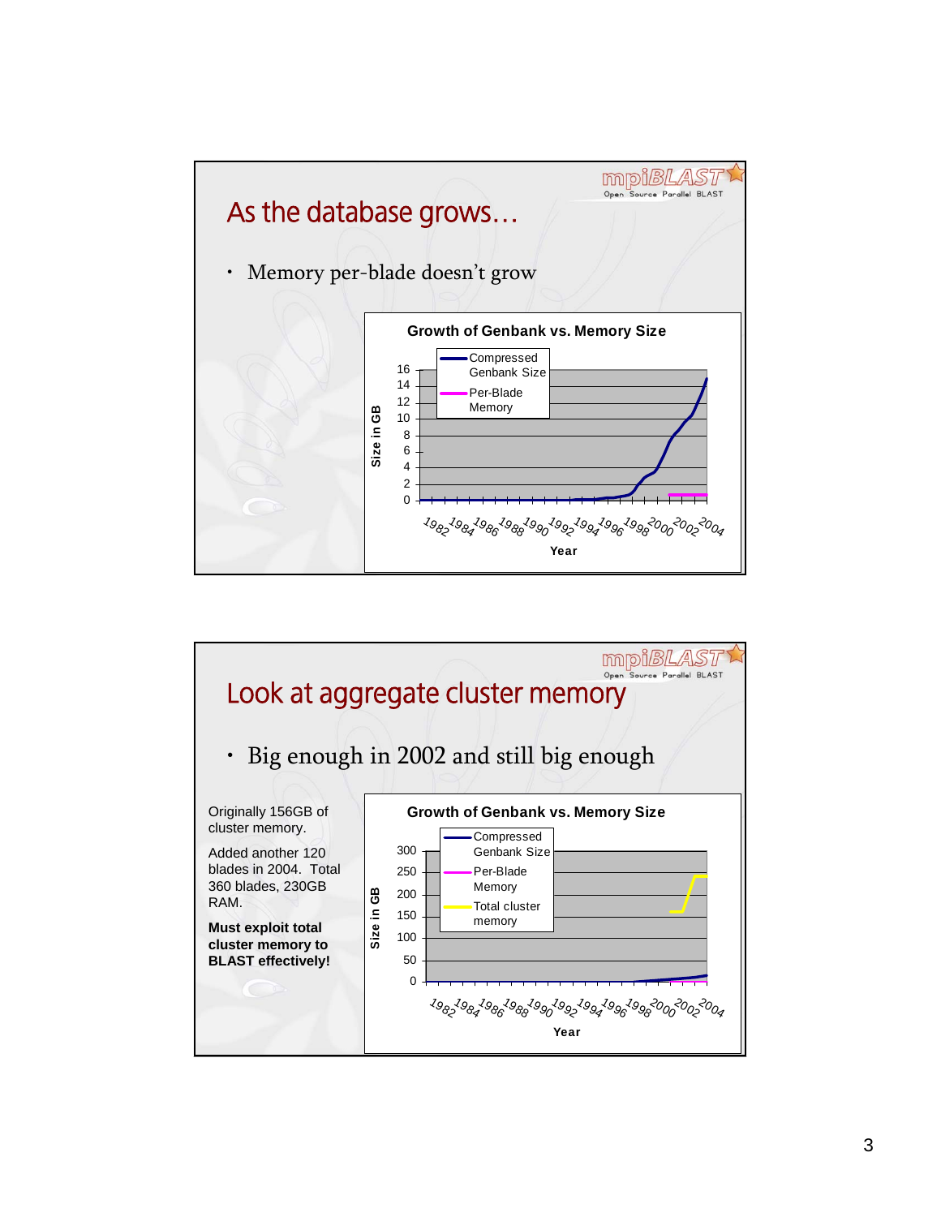## As the database grows…

- Memory per-blade doesn't grow

**Growth of Genbank vs. Memory Size**

## Look at aggregate cluster memory

- Big enough in 2002 and still big enough

Originally 156GB of cluster memory.

Added another 120 blades in 2004. Total 360 blades, 230GB RAM.

**Must exploit total cluster memory to BLAST effectively!**

**Growth of Genbank vs. Memory Size**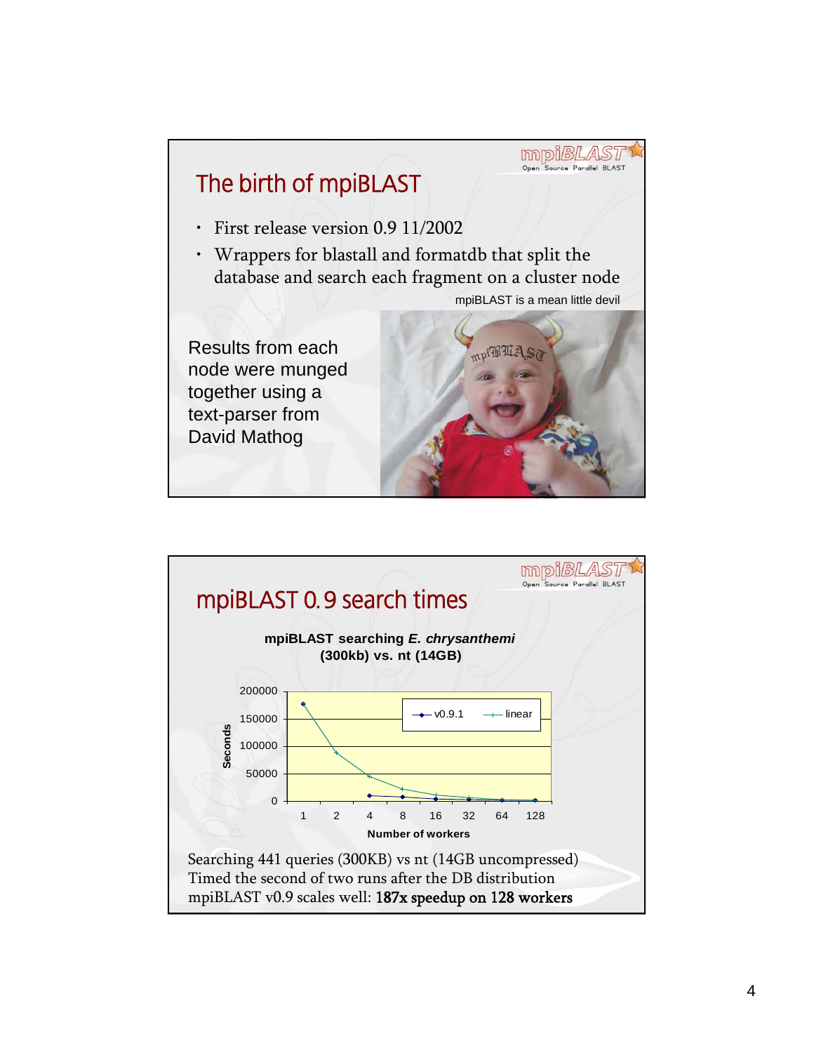## The birth of mpiBLAST

- First release version 0.9 11/2002
- Wrappers for blastall and formatdb that split the database and search each fragment on a cluster node

mpiBLAST is a mean little devil

Results from each node were munged together using a text-parser from David Mathog

## mpiBLAST 0.9 search times

**mpiBLAST searching *E. chrysanthemi* (300kb) vs. nt (14GB)**

Searching 441 queries (300KB) vs nt (14GB uncompressed)
Timed the second of two runs after the DB distribution
mpiBLAST v0.9 scales well: **187x speedup on 128 workers**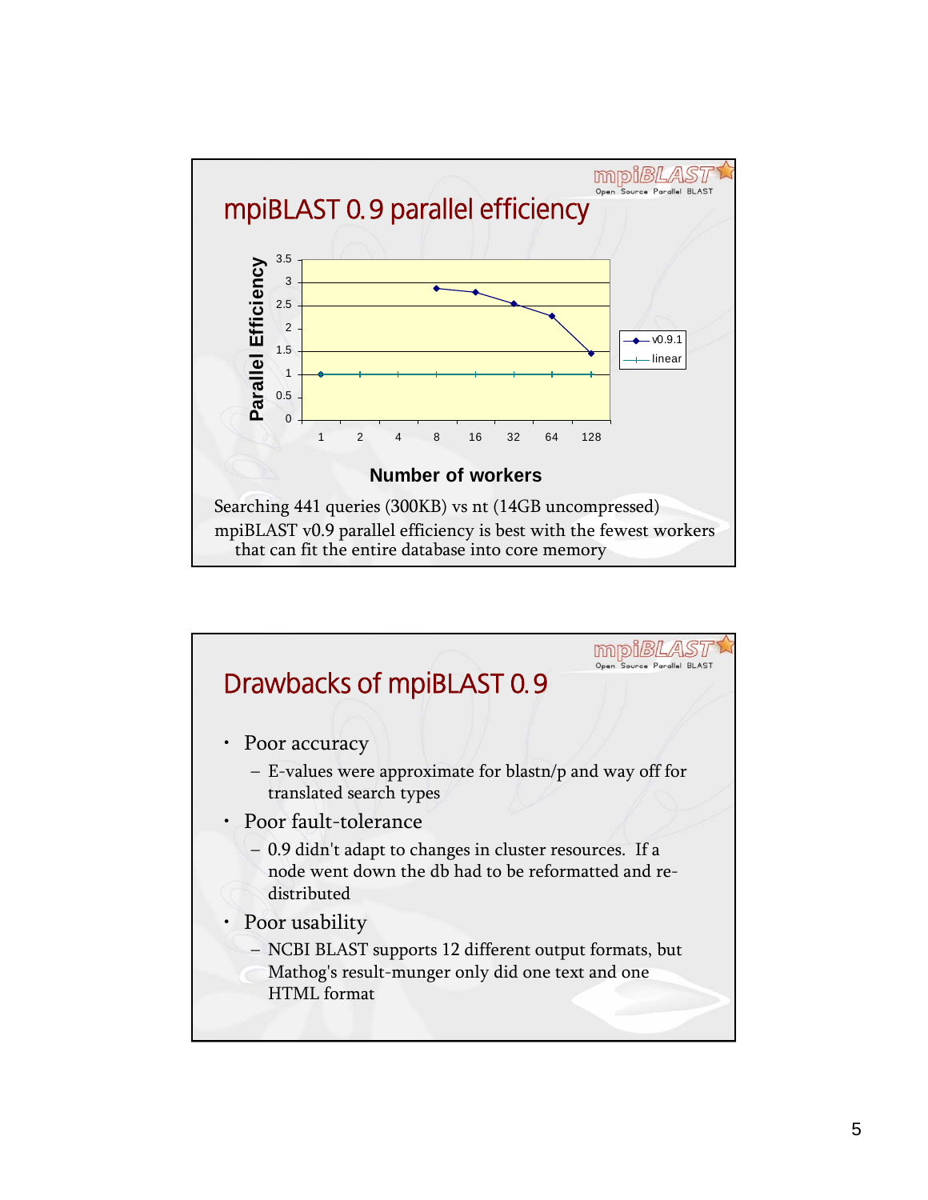## mpiBLAST 0.9 parallel efficiency

Searching 441 queries (300KB) vs nt (14GB uncompressed)

mpiBLAST v0.9 parallel efficiency is best with the fewest workers that can fit the entire database into core memory

## Drawbacks of mpiBLAST 0.9

- Poor accuracy
  - E-values were approximate for blastn/p and way off for translated search types
- Poor fault-tolerance
  - 0.9 didn't adapt to changes in cluster resources. If a node went down the db had to be reformatted and re-distributed
- Poor usability
  - NCBI BLAST supports 12 different output formats, but Mathog's result-munger only did one text and one HTML format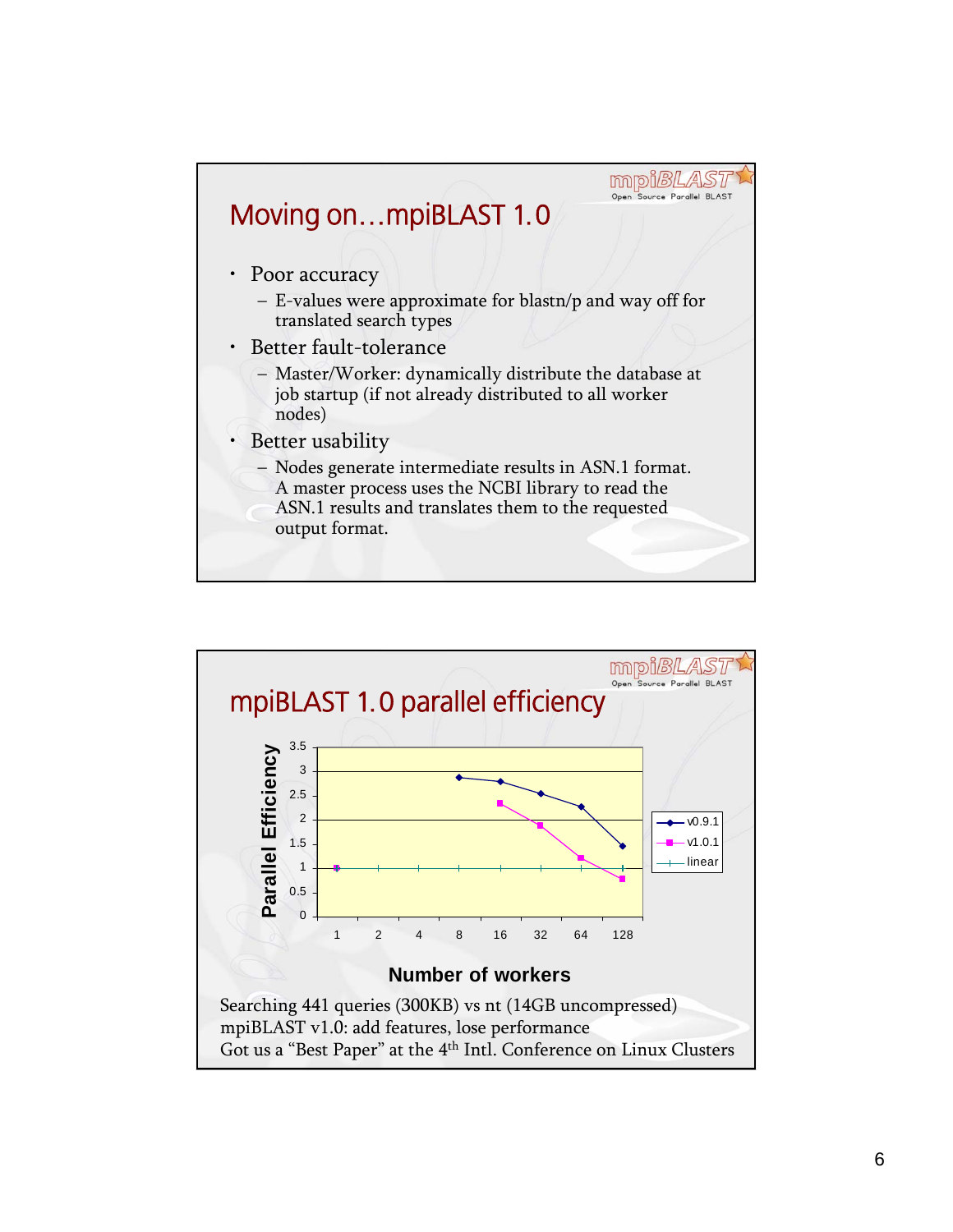## Moving on…mpiBLAST 1.0

- Poor accuracy
  - E-values were approximate for blastn/p and way off for translated search types
- Better fault-tolerance
  - Master/Worker: dynamically distribute the database at job startup (if not already distributed to all worker nodes)
- Better usability
  - Nodes generate intermediate results in ASN.1 format. A master process uses the NCBI library to read the ASN.1 results and translates them to the requested output format.

## mpiBLAST 1.0 parallel efficiency

Searching 441 queries (300KB) vs nt (14GB uncompressed)
mpiBLAST v1.0: add features, lose performance
Got us a "Best Paper" at the 4th Intl. Conference on Linux Clusters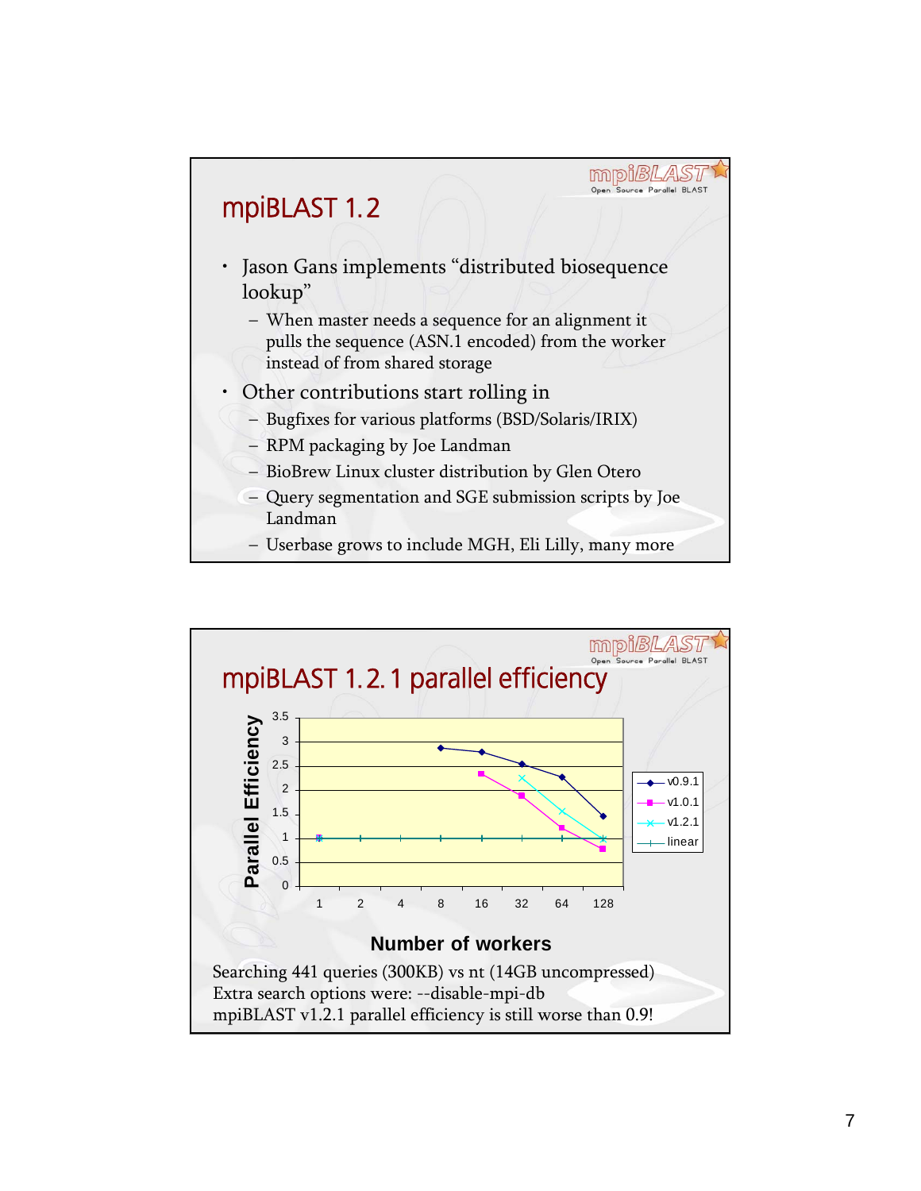## mpiBLAST 1.2

- Jason Gans implements "distributed biosequence lookup"
  - When master needs a sequence for an alignment it pulls the sequence (ASN.1 encoded) from the worker instead of from shared storage
- Other contributions start rolling in
  - Bugfixes for various platforms (BSD/Solaris/IRIX)
  - RPM packaging by Joe Landman
  - BioBrew Linux cluster distribution by Glen Otero
  - Query segmentation and SGE submission scripts by Joe Landman
  - Userbase grows to include MGH, Eli Lilly, many more

## mpiBLAST 1.2.1 parallel efficiency

Parallel Efficiency vs. Number of workers (1, 2, 4, 8, 16, 32, 64, 128); series: v0.9.1, v1.0.1, v1.2.1, linear

Searching 441 queries (300KB) vs nt (14GB uncompressed)
Extra search options were: --disable-mpi-db
mpiBLAST v1.2.1 parallel efficiency is still worse than 0.9!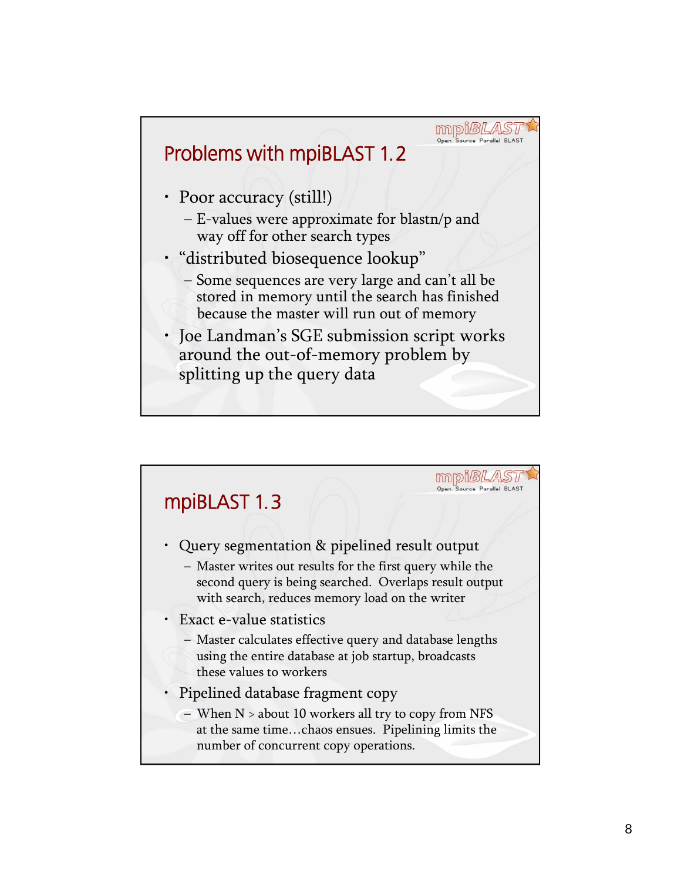## Problems with mpiBLAST 1.2

- Poor accuracy (still!)
  - E-values were approximate for blastn/p and way off for other search types
- "distributed biosequence lookup"
  - Some sequences are very large and can't all be stored in memory until the search has finished because the master will run out of memory
- Joe Landman's SGE submission script works around the out-of-memory problem by splitting up the query data

## mpiBLAST 1.3

- Query segmentation & pipelined result output
  - Master writes out results for the first query while the second query is being searched. Overlaps result output with search, reduces memory load on the writer
- Exact e-value statistics
  - Master calculates effective query and database lengths using the entire database at job startup, broadcasts these values to workers
- Pipelined database fragment copy
  - When N > about 10 workers all try to copy from NFS at the same time…chaos ensues. Pipelining limits the number of concurrent copy operations.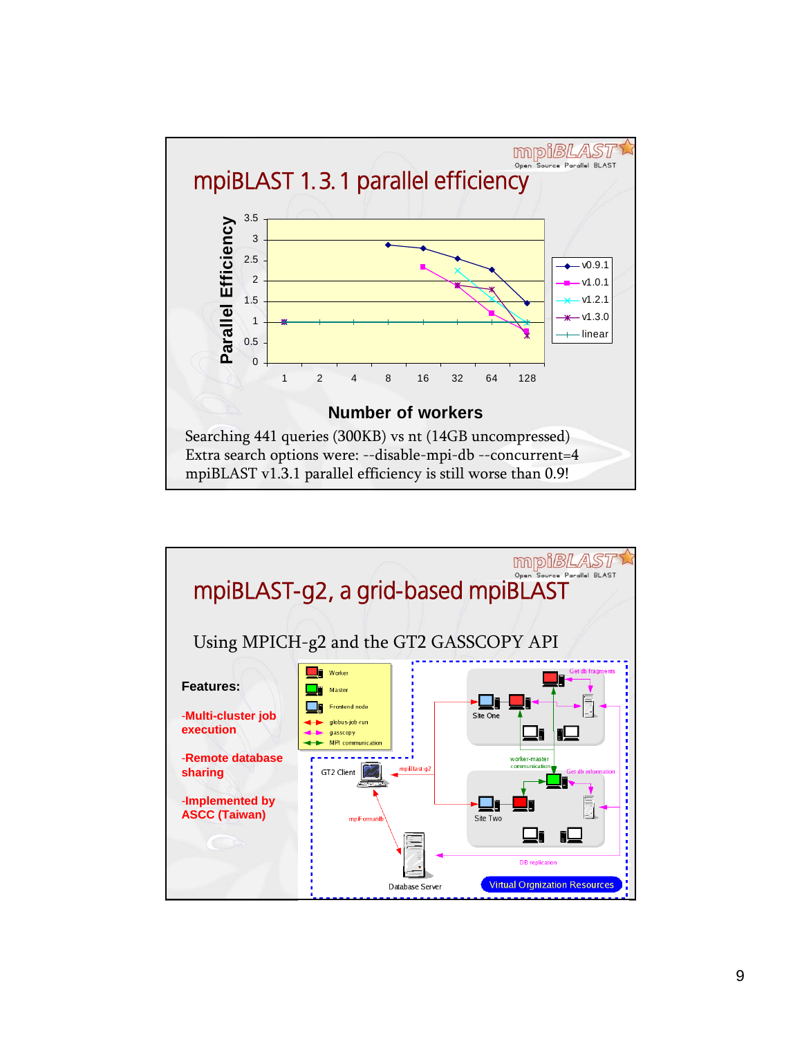## mpiBLAST 1.3.1 parallel efficiency

Searching 441 queries (300KB) vs nt (14GB uncompressed)
Extra search options were: --disable-mpi-db --concurrent=4
mpiBLAST v1.3.1 parallel efficiency is still worse than 0.9!

## mpiBLAST-g2, a grid-based mpiBLAST

Using MPICH-g2 and the GT2 GASSCOPY API

**Features:**

- Multi-cluster job execution
- Remote database sharing
- Implemented by ASCC (Taiwan)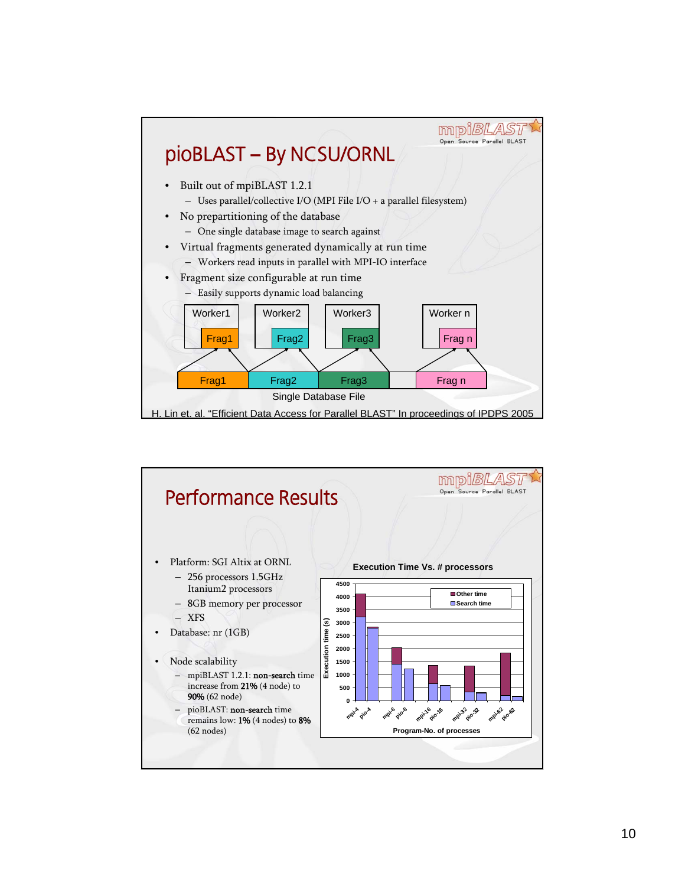## pioBLAST – By NCSU/ORNL

- Built out of mpiBLAST 1.2.1
  - Uses parallel/collective I/O (MPI File I/O + a parallel filesystem)
- No prepartitioning of the database
  - One single database image to search against
- Virtual fragments generated dynamically at run time
  - Workers read inputs in parallel with MPI-IO interface
- Fragment size configurable at run time
  - Easily supports dynamic load balancing

Worker1 Frag1 | Worker2 Frag2 | Worker3 Frag3 | Worker n Frag n

Frag1 | Frag2 | Frag3 | Frag n

Single Database File

H. Lin et. al. "Efficient Data Access for Parallel BLAST" In proceedings of IPDPS 2005

## Performance Results

- Platform: SGI Altix at ORNL
  - 256 processors 1.5GHz Itanium2 processors
  - 8GB memory per processor
  - XFS
- Database: nr (1GB)
- Node scalability
  - mpiBLAST 1.2.1: **non-search** time increase from **21%** (4 node) to **90%** (62 node)
  - pioBLAST: **non-search** time remains low: **1%** (4 nodes) to **8%** (62 nodes)

**Execution Time Vs. # processors**

(Chart: Execution time (s) vs. Program-No. of processes: mpi-4, pio-4, mpi-8, pio-8, mpi-16, pio-16, mpi-32, pio-32, mpi-62, pio-62; legend: Other time, Search time)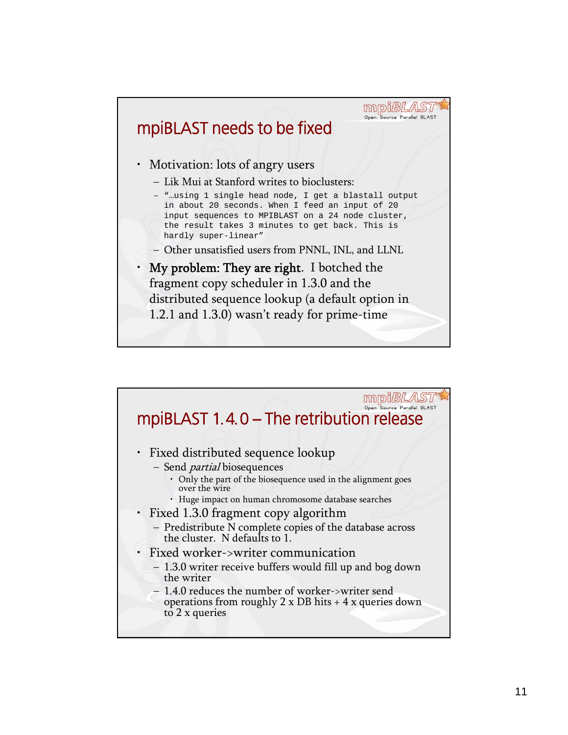## mpiBLAST needs to be fixed

- Motivation: lots of angry users
  - Lik Mui at Stanford writes to bioclusters:
  - `"…using 1 single head node, I get a blastall output in about 20 seconds. When I feed an input of 20 input sequences to MPIBLAST on a 24 node cluster, the result takes 3 minutes to get back. This is hardly super-linear"`
  - Other unsatisfied users from PNNL, INL, and LLNL
- **My problem: They are right.** I botched the fragment copy scheduler in 1.3.0 and the distributed sequence lookup (a default option in 1.2.1 and 1.3.0) wasn't ready for prime-time

## mpiBLAST 1.4.0 – The retribution release

- Fixed distributed sequence lookup
  - Send *partial* biosequences
    - Only the part of the biosequence used in the alignment goes over the wire
    - Huge impact on human chromosome database searches
- Fixed 1.3.0 fragment copy algorithm
  - Predistribute N complete copies of the database across the cluster. N defaults to 1.
- Fixed worker->writer communication
  - 1.3.0 writer receive buffers would fill up and bog down the writer
  - 1.4.0 reduces the number of worker->writer send operations from roughly 2 x DB hits + 4 x queries down to 2 x queries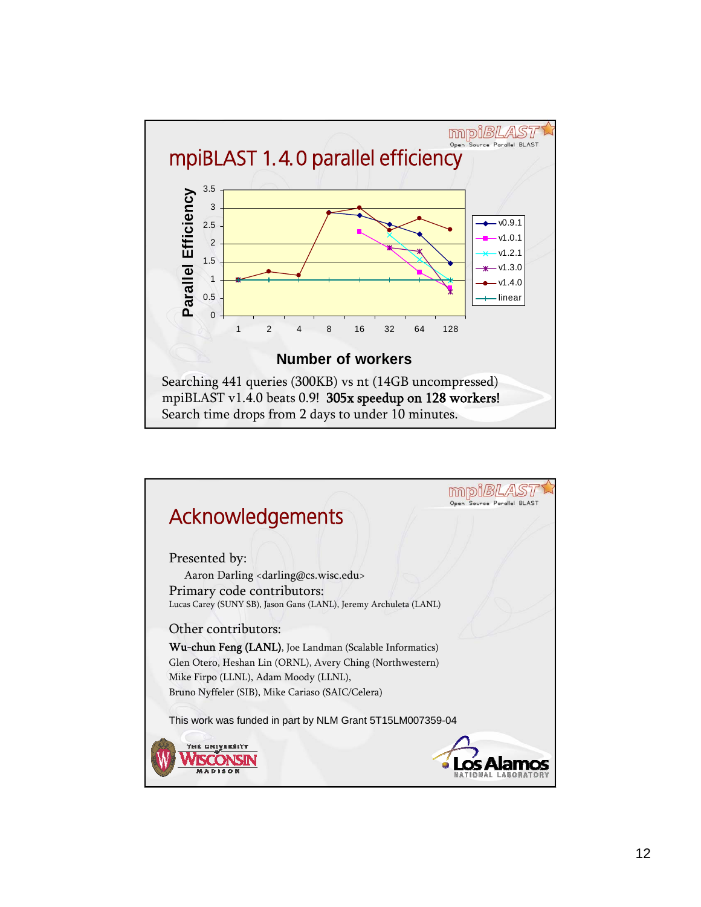mpiBLAST Open Source Parallel BLAST

# mpiBLAST 1.4.0 parallel efficiency

Parallel Efficiency

3.5
3
2.5
2
1.5
1
0.5
0

1
2
4
8
16
32
64
128

Number of workers

v0.9.1
v1.0.1
v1.2.1
v1.3.0
v1.4.0
linear

Searching 441 queries (300KB) vs nt (14GB uncompressed)
mpiBLAST v1.4.0 beats 0.9! **305x speedup on 128 workers!**
Search time drops from 2 days to under 10 minutes.

---

mpiBLAST Open Source Parallel BLAST

# Acknowledgements

Presented by:

Aaron Darling <darling@cs.wisc.edu>

Primary code contributors:

Lucas Carey (SUNY SB), Jason Gans (LANL), Jeremy Archuleta (LANL)

Other contributors:

**Wu-chun Feng (LANL)**, Joe Landman (Scalable Informatics)
Glen Otero, Heshan Lin (ORNL), Avery Ching (Northwestern)
Mike Firpo (LLNL), Adam Moody (LLNL),
Bruno Nyffeler (SIB), Mike Cariaso (SAIC/Celera)

This work was funded in part by NLM Grant 5T15LM007359-04

The University of Wisconsin Madison

Los Alamos National Laboratory